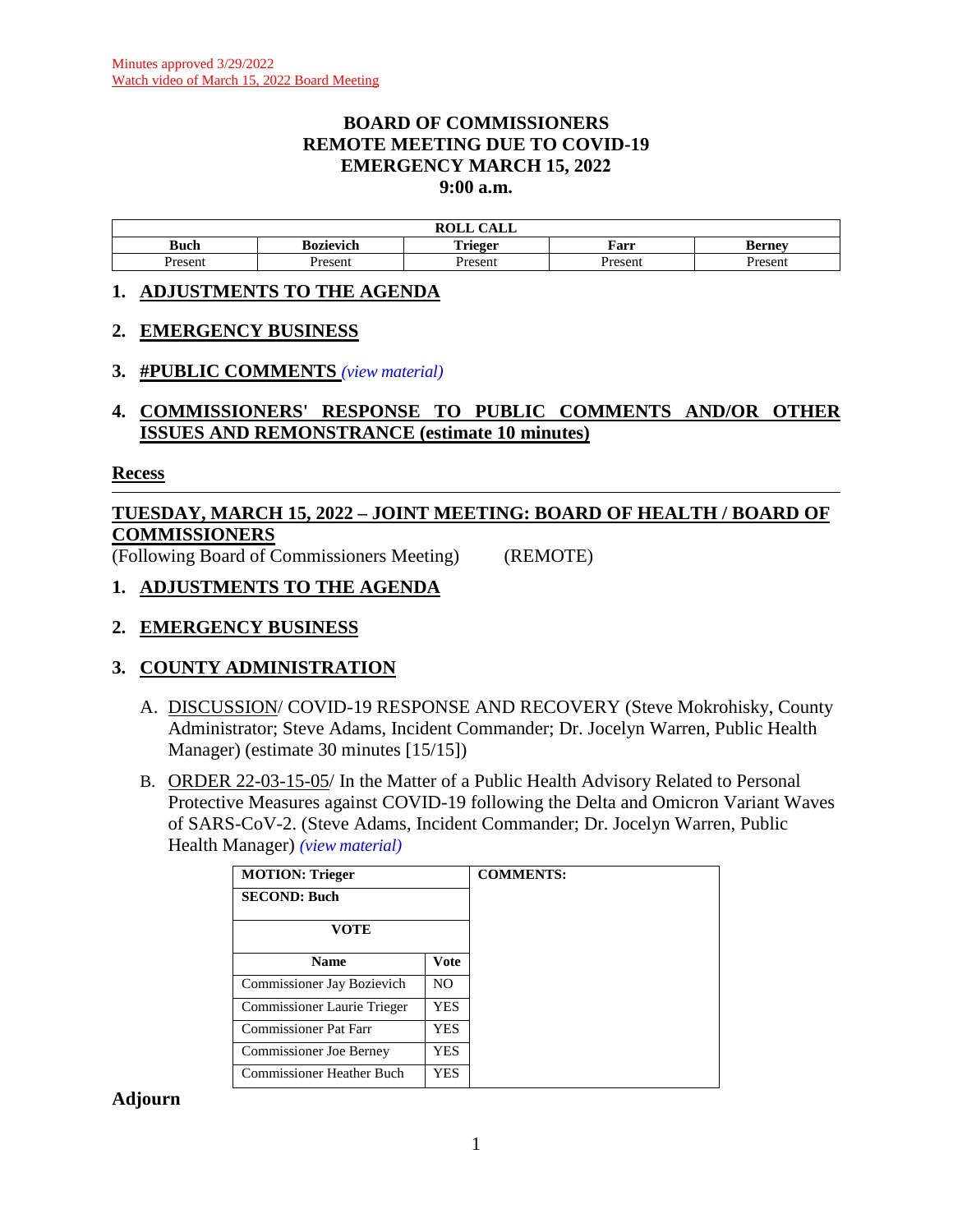Minutes approved 3/29/2022
Watch video of March 15, 2022 Board Meeting

# BOARD OF COMMISSIONERS
# REMOTE MEETING DUE TO COVID-19
# EMERGENCY MARCH 15, 2022
# 9:00 a.m.

| ROLL CALL | | | | |
|---|---|---|---|---|
| **Buch** | **Bozievich** | **Trieger** | **Farr** | **Berney** |
| Present | Present | Present | Present | Present |

## 1. ADJUSTMENTS TO THE AGENDA

## 2. EMERGENCY BUSINESS

## 3. #PUBLIC COMMENTS *(view material)*

## 4. COMMISSIONERS' RESPONSE TO PUBLIC COMMENTS AND/OR OTHER ISSUES AND REMONSTRANCE (estimate 10 minutes)

**Recess**

---

## TUESDAY, MARCH 15, 2022 – JOINT MEETING: BOARD OF HEALTH / BOARD OF COMMISSIONERS

(Following Board of Commissioners Meeting) (REMOTE)

## 1. ADJUSTMENTS TO THE AGENDA

## 2. EMERGENCY BUSINESS

## 3. COUNTY ADMINISTRATION

A. DISCUSSION/ COVID-19 RESPONSE AND RECOVERY (Steve Mokrohisky, County Administrator; Steve Adams, Incident Commander; Dr. Jocelyn Warren, Public Health Manager) (estimate 30 minutes [15/15])

B. ORDER 22-03-15-05/ In the Matter of a Public Health Advisory Related to Personal Protective Measures against COVID-19 following the Delta and Omicron Variant Waves of SARS-CoV-2. (Steve Adams, Incident Commander; Dr. Jocelyn Warren, Public Health Manager) *(view material)*

| **MOTION: Trieger** | | **COMMENTS:** |
|---|---|---|
| **SECOND: Buch** | | |
| **VOTE** | | |
| **Name** | **Vote** | |
| Commissioner Jay Bozievich | NO | |
| Commissioner Laurie Trieger | YES | |
| Commissioner Pat Farr | YES | |
| Commissioner Joe Berney | YES | |
| Commissioner Heather Buch | YES | |

**Adjourn**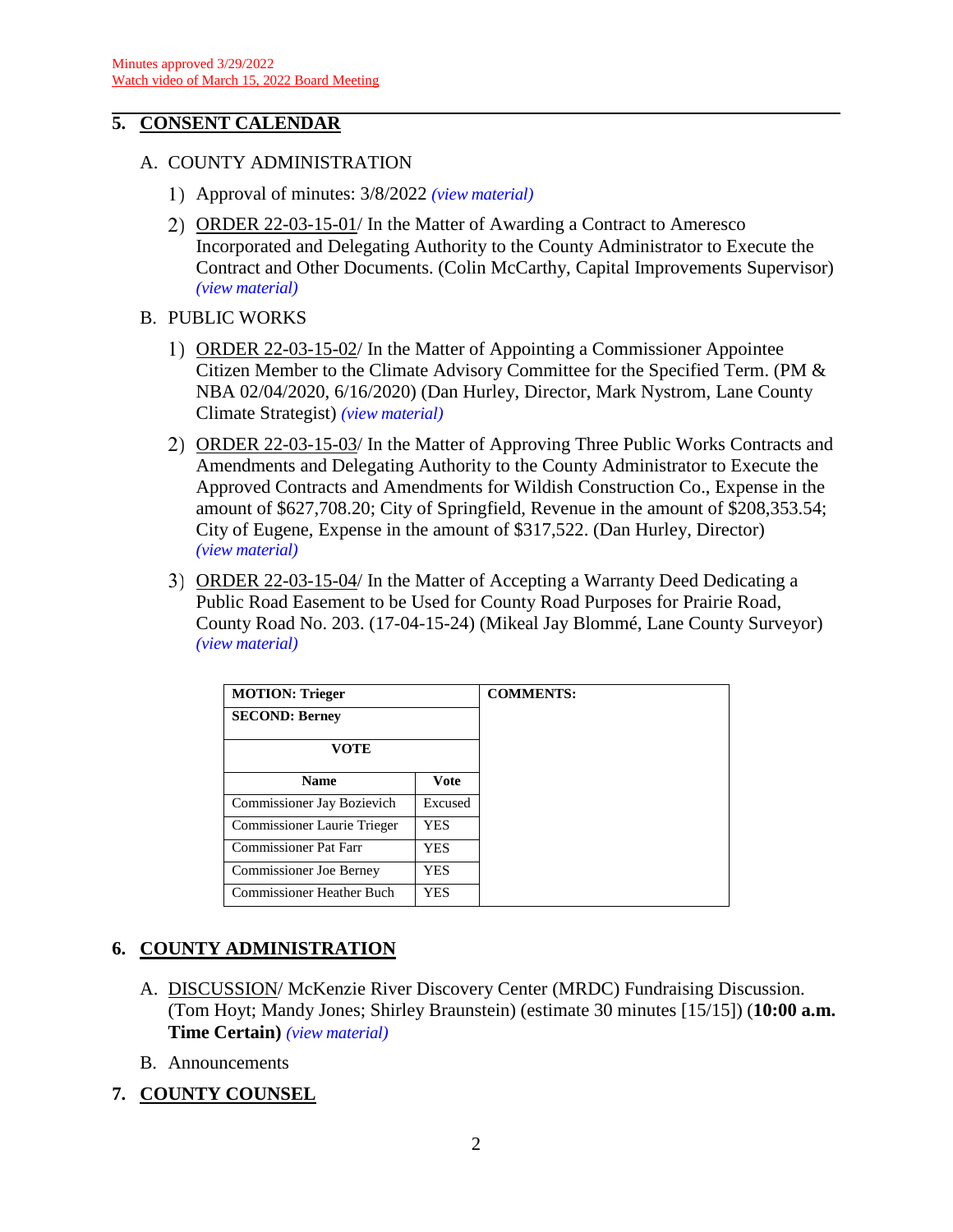Minutes approved 3/29/2022
Watch video of March 15, 2022 Board Meeting

## 5. CONSENT CALENDAR

A. COUNTY ADMINISTRATION

1) Approval of minutes: 3/8/2022 *(view material)*

2) ORDER 22-03-15-01/ In the Matter of Awarding a Contract to Ameresco Incorporated and Delegating Authority to the County Administrator to Execute the Contract and Other Documents. (Colin McCarthy, Capital Improvements Supervisor) *(view material)*

B. PUBLIC WORKS

1) ORDER 22-03-15-02/ In the Matter of Appointing a Commissioner Appointee Citizen Member to the Climate Advisory Committee for the Specified Term. (PM & NBA 02/04/2020, 6/16/2020) (Dan Hurley, Director, Mark Nystrom, Lane County Climate Strategist) *(view material)*

2) ORDER 22-03-15-03/ In the Matter of Approving Three Public Works Contracts and Amendments and Delegating Authority to the County Administrator to Execute the Approved Contracts and Amendments for Wildish Construction Co., Expense in the amount of $627,708.20; City of Springfield, Revenue in the amount of $208,353.54; City of Eugene, Expense in the amount of $317,522. (Dan Hurley, Director) *(view material)*

3) ORDER 22-03-15-04/ In the Matter of Accepting a Warranty Deed Dedicating a Public Road Easement to be Used for County Road Purposes for Prairie Road, County Road No. 203. (17-04-15-24) (Mikeal Jay Blommé, Lane County Surveyor) *(view material)*

| **MOTION: Trieger** | | **COMMENTS:** |
|---|---|---|
| **SECOND: Berney** | | |
| **VOTE** | | |
| **Name** | **Vote** | |
| Commissioner Jay Bozievich | Excused | |
| Commissioner Laurie Trieger | YES | |
| Commissioner Pat Farr | YES | |
| Commissioner Joe Berney | YES | |
| Commissioner Heather Buch | YES | |

## 6. COUNTY ADMINISTRATION

A. DISCUSSION/ McKenzie River Discovery Center (MRDC) Fundraising Discussion. (Tom Hoyt; Mandy Jones; Shirley Braunstein) (estimate 30 minutes [15/15]) (**10:00 a.m. Time Certain**) *(view material)*

B. Announcements

## 7. COUNTY COUNSEL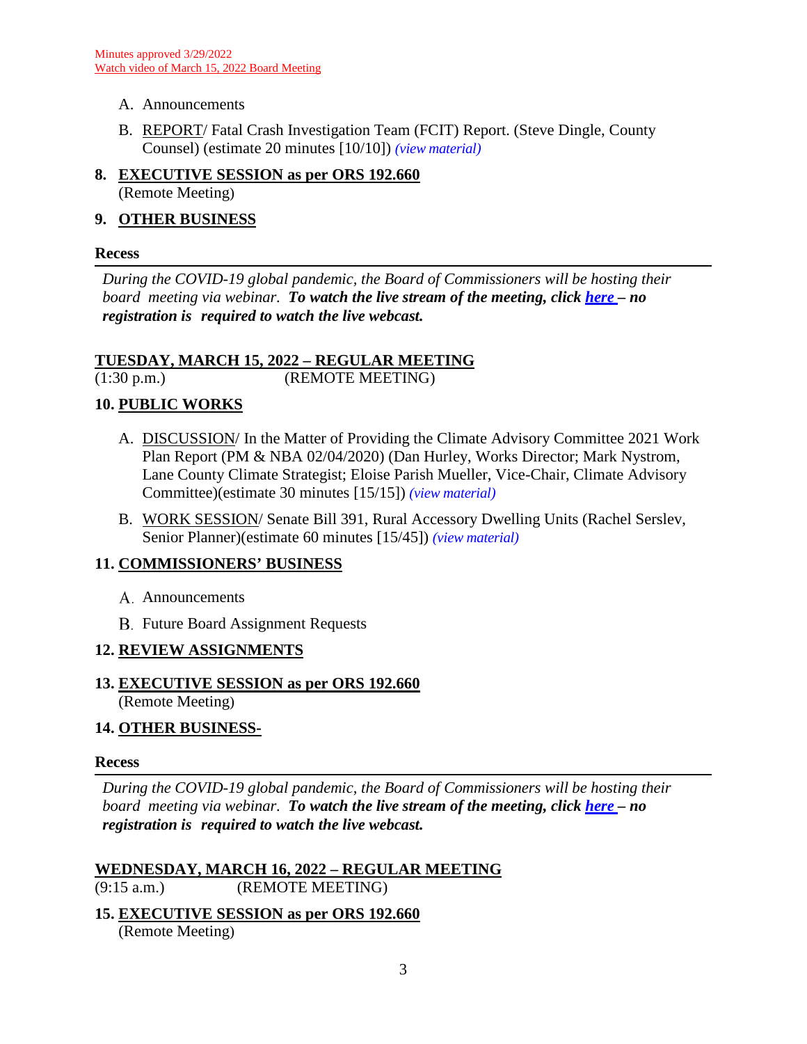Minutes approved 3/29/2022
Watch video of March 15, 2022 Board Meeting

A. Announcements

B. REPORT/ Fatal Crash Investigation Team (FCIT) Report. (Steve Dingle, County Counsel) (estimate 20 minutes [10/10]) *(view material)*

**8. EXECUTIVE SESSION as per ORS 192.660**
(Remote Meeting)

**9. OTHER BUSINESS**

**Recess**

---

*During the COVID-19 global pandemic, the Board of Commissioners will be hosting their board meeting via webinar.* ***To watch the live stream of the meeting, click here – no registration is required to watch the live webcast.***

**TUESDAY, MARCH 15, 2022 – REGULAR MEETING**
(1:30 p.m.) (REMOTE MEETING)

**10. PUBLIC WORKS**

A. DISCUSSION/ In the Matter of Providing the Climate Advisory Committee 2021 Work Plan Report (PM & NBA 02/04/2020) (Dan Hurley, Works Director; Mark Nystrom, Lane County Climate Strategist; Eloise Parish Mueller, Vice-Chair, Climate Advisory Committee)(estimate 30 minutes [15/15]) *(view material)*

B. WORK SESSION/ Senate Bill 391, Rural Accessory Dwelling Units (Rachel Serslev, Senior Planner)(estimate 60 minutes [15/45]) *(view material)*

**11. COMMISSIONERS' BUSINESS**

A. Announcements

B. Future Board Assignment Requests

**12. REVIEW ASSIGNMENTS**

**13. EXECUTIVE SESSION as per ORS 192.660**
(Remote Meeting)

**14. OTHER BUSINESS-**

**Recess**

---

*During the COVID-19 global pandemic, the Board of Commissioners will be hosting their board meeting via webinar.* ***To watch the live stream of the meeting, click here – no registration is required to watch the live webcast.***

**WEDNESDAY, MARCH 16, 2022 – REGULAR MEETING**
(9:15 a.m.) (REMOTE MEETING)

**15. EXECUTIVE SESSION as per ORS 192.660**
(Remote Meeting)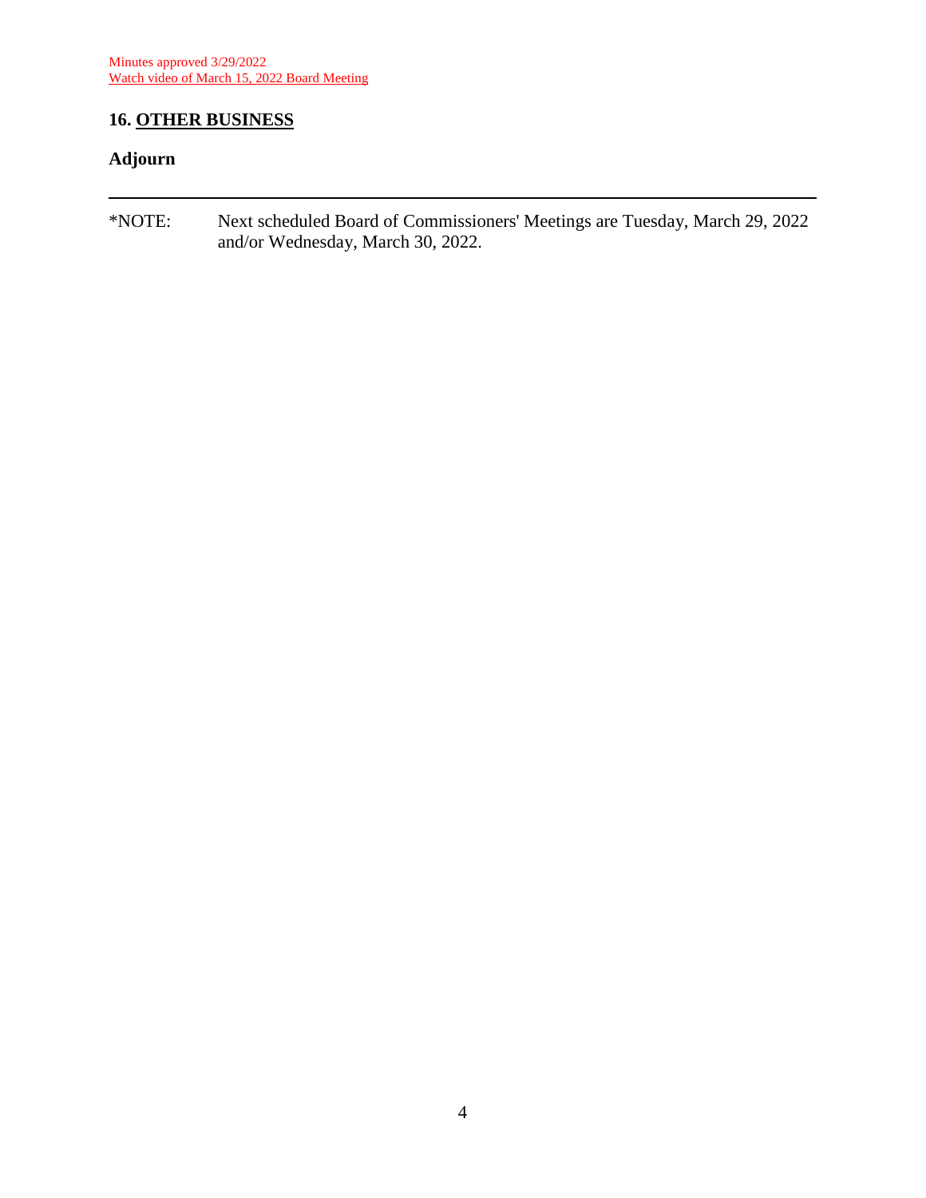Minutes approved 3/29/2022
Watch video of March 15, 2022 Board Meeting

## 16. OTHER BUSINESS

### Adjourn

---

*NOTE: Next scheduled Board of Commissioners' Meetings are Tuesday, March 29, 2022 and/or Wednesday, March 30, 2022.